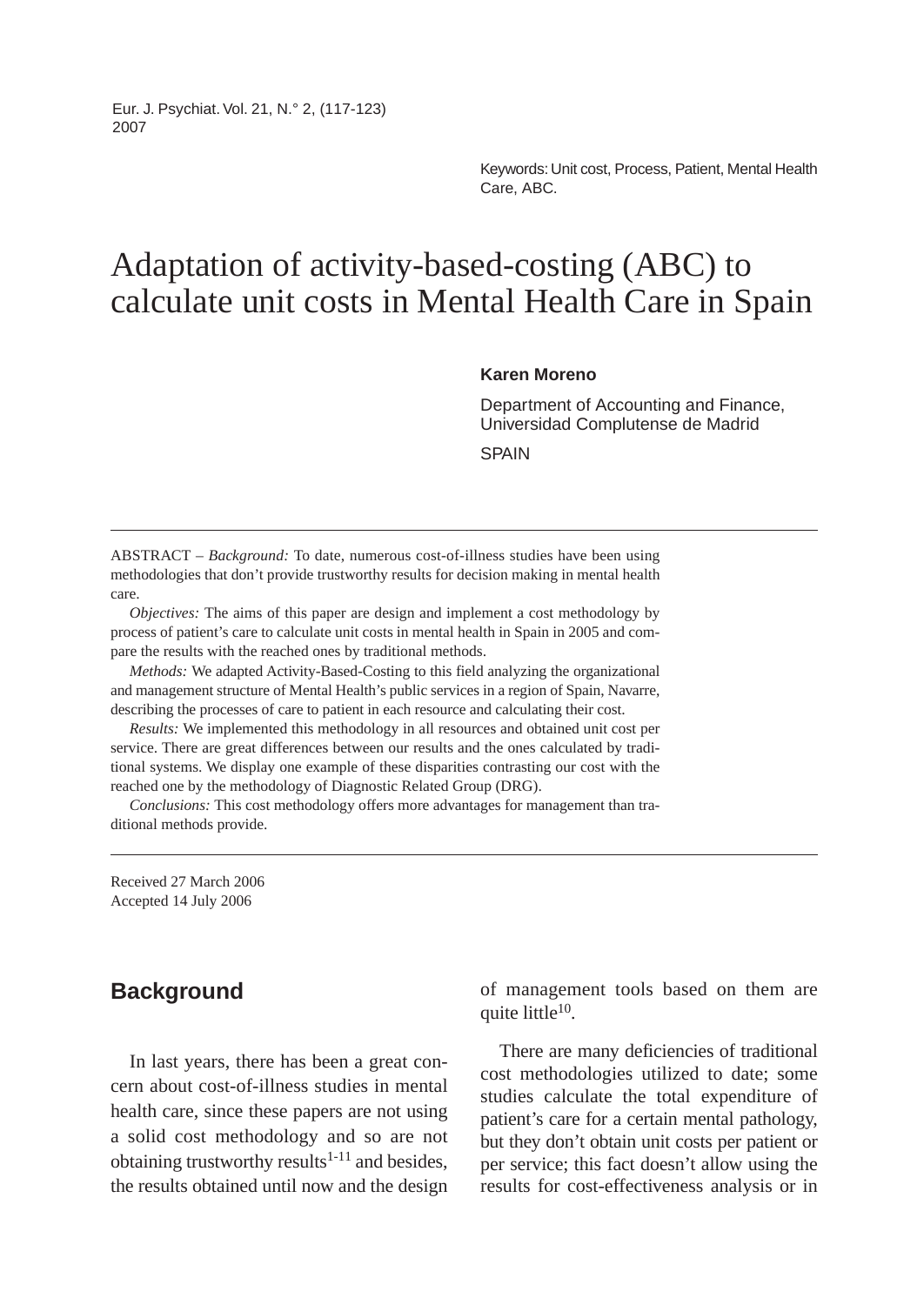Keywords: Unit cost, Process, Patient, Mental Health Care, ABC.

# Adaptation of activity-based-costing (ABC) to calculate unit costs in Mental Health Care in Spain

**Karen Moreno**

Department of Accounting and Finance, Universidad Complutense de Madrid

SPAIN

---

ABSTRACT – *Background:* To date, numerous cost-of-illness studies have been using methodologies that don't provide trustworthy results for decision making in mental health care.

*Objectives:* The aims of this paper are design and implement a cost methodology by process of patient's care to calculate unit costs in mental health in Spain in 2005 and compare the results with the reached ones by traditional methods.

*Methods:* We adapted Activity-Based-Costing to this field analyzing the organizational and management structure of Mental Health's public services in a region of Spain, Navarre, describing the processes of care to patient in each resource and calculating their cost.

*Results:* We implemented this methodology in all resources and obtained unit cost per service. There are great differences between our results and the ones calculated by traditional systems. We display one example of these disparities contrasting our cost with the reached one by the methodology of Diagnostic Related Group (DRG).

*Conclusions:* This cost methodology offers more advantages for management than traditional methods provide.

---

Received 27 March 2006
Accepted 14 July 2006

## Background

In last years, there has been a great concern about cost-of-illness studies in mental health care, since these papers are not using a solid cost methodology and so are not obtaining trustworthy results[1-11] and besides, the results obtained until now and the design of management tools based on them are quite little[10].

There are many deficiencies of traditional cost methodologies utilized to date; some studies calculate the total expenditure of patient's care for a certain mental pathology, but they don't obtain unit costs per patient or per service; this fact doesn't allow using the results for cost-effectiveness analysis or in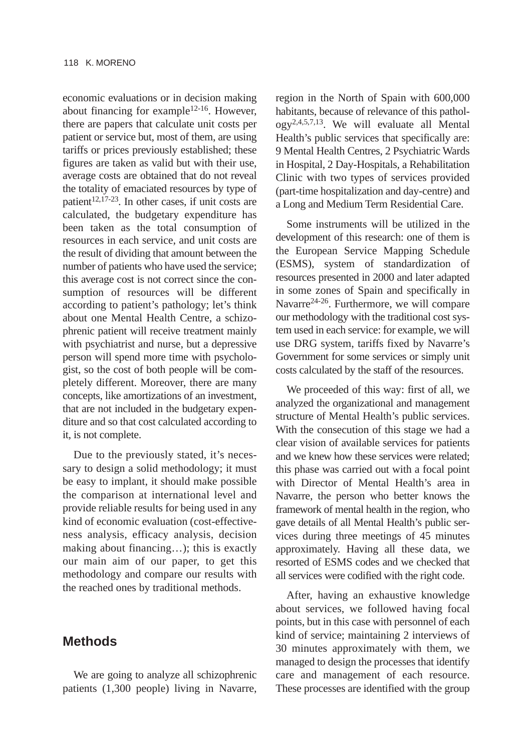economic evaluations or in decision making about financing for example[12-16]. However, there are papers that calculate unit costs per patient or service but, most of them, are using tariffs or prices previously established; these figures are taken as valid but with their use, average costs are obtained that do not reveal the totality of emaciated resources by type of patient[12,17-23]. In other cases, if unit costs are calculated, the budgetary expenditure has been taken as the total consumption of resources in each service, and unit costs are the result of dividing that amount between the number of patients who have used the service; this average cost is not correct since the consumption of resources will be different according to patient's pathology; let's think about one Mental Health Centre, a schizophrenic patient will receive treatment mainly with psychiatrist and nurse, but a depressive person will spend more time with psychologist, so the cost of both people will be completely different. Moreover, there are many concepts, like amortizations of an investment, that are not included in the budgetary expenditure and so that cost calculated according to it, is not complete.

Due to the previously stated, it's necessary to design a solid methodology; it must be easy to implant, it should make possible the comparison at international level and provide reliable results for being used in any kind of economic evaluation (cost-effectiveness analysis, efficacy analysis, decision making about financing…); this is exactly our main aim of our paper, to get this methodology and compare our results with the reached ones by traditional methods.

## Methods

We are going to analyze all schizophrenic patients (1,300 people) living in Navarre, region in the North of Spain with 600,000 habitants, because of relevance of this pathology[2,4,5,7,13]. We will evaluate all Mental Health's public services that specifically are: 9 Mental Health Centres, 2 Psychiatric Wards in Hospital, 2 Day-Hospitals, a Rehabilitation Clinic with two types of services provided (part-time hospitalization and day-centre) and a Long and Medium Term Residential Care.

Some instruments will be utilized in the development of this research: one of them is the European Service Mapping Schedule (ESMS), system of standardization of resources presented in 2000 and later adapted in some zones of Spain and specifically in Navarre[24-26]. Furthermore, we will compare our methodology with the traditional cost system used in each service: for example, we will use DRG system, tariffs fixed by Navarre's Government for some services or simply unit costs calculated by the staff of the resources.

We proceeded of this way: first of all, we analyzed the organizational and management structure of Mental Health's public services. With the consecution of this stage we had a clear vision of available services for patients and we knew how these services were related; this phase was carried out with a focal point with Director of Mental Health's area in Navarre, the person who better knows the framework of mental health in the region, who gave details of all Mental Health's public services during three meetings of 45 minutes approximately. Having all these data, we resorted of ESMS codes and we checked that all services were codified with the right code.

After, having an exhaustive knowledge about services, we followed having focal points, but in this case with personnel of each kind of service; maintaining 2 interviews of 30 minutes approximately with them, we managed to design the processes that identify care and management of each resource. These processes are identified with the group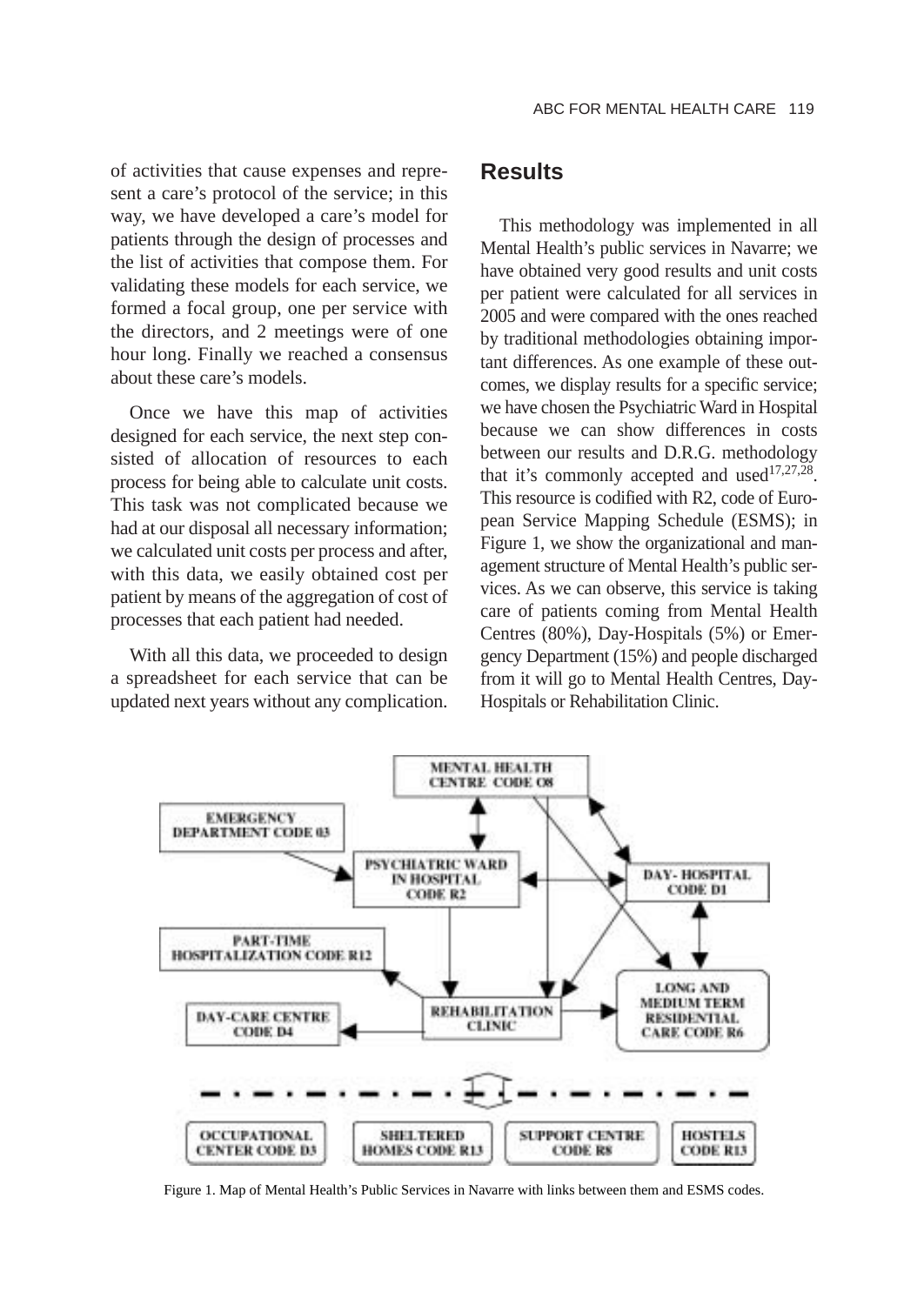of activities that cause expenses and represent a care's protocol of the service; in this way, we have developed a care's model for patients through the design of processes and the list of activities that compose them. For validating these models for each service, we formed a focal group, one per service with the directors, and 2 meetings were of one hour long. Finally we reached a consensus about these care's models.

Once we have this map of activities designed for each service, the next step consisted of allocation of resources to each process for being able to calculate unit costs. This task was not complicated because we had at our disposal all necessary information; we calculated unit costs per process and after, with this data, we easily obtained cost per patient by means of the aggregation of cost of processes that each patient had needed.

With all this data, we proceeded to design a spreadsheet for each service that can be updated next years without any complication.

## Results

This methodology was implemented in all Mental Health's public services in Navarre; we have obtained very good results and unit costs per patient were calculated for all services in 2005 and were compared with the ones reached by traditional methodologies obtaining important differences. As one example of these outcomes, we display results for a specific service; we have chosen the Psychiatric Ward in Hospital because we can show differences in costs between our results and D.R.G. methodology that it's commonly accepted and used[17,27,28]. This resource is codified with R2, code of European Service Mapping Schedule (ESMS); in Figure 1, we show the organizational and management structure of Mental Health's public services. As we can observe, this service is taking care of patients coming from Mental Health Centres (80%), Day-Hospitals (5%) or Emergency Department (15%) and people discharged from it will go to Mental Health Centres, Day-Hospitals or Rehabilitation Clinic.

Figure 1. Map of Mental Health's Public Services in Navarre with links between them and ESMS codes.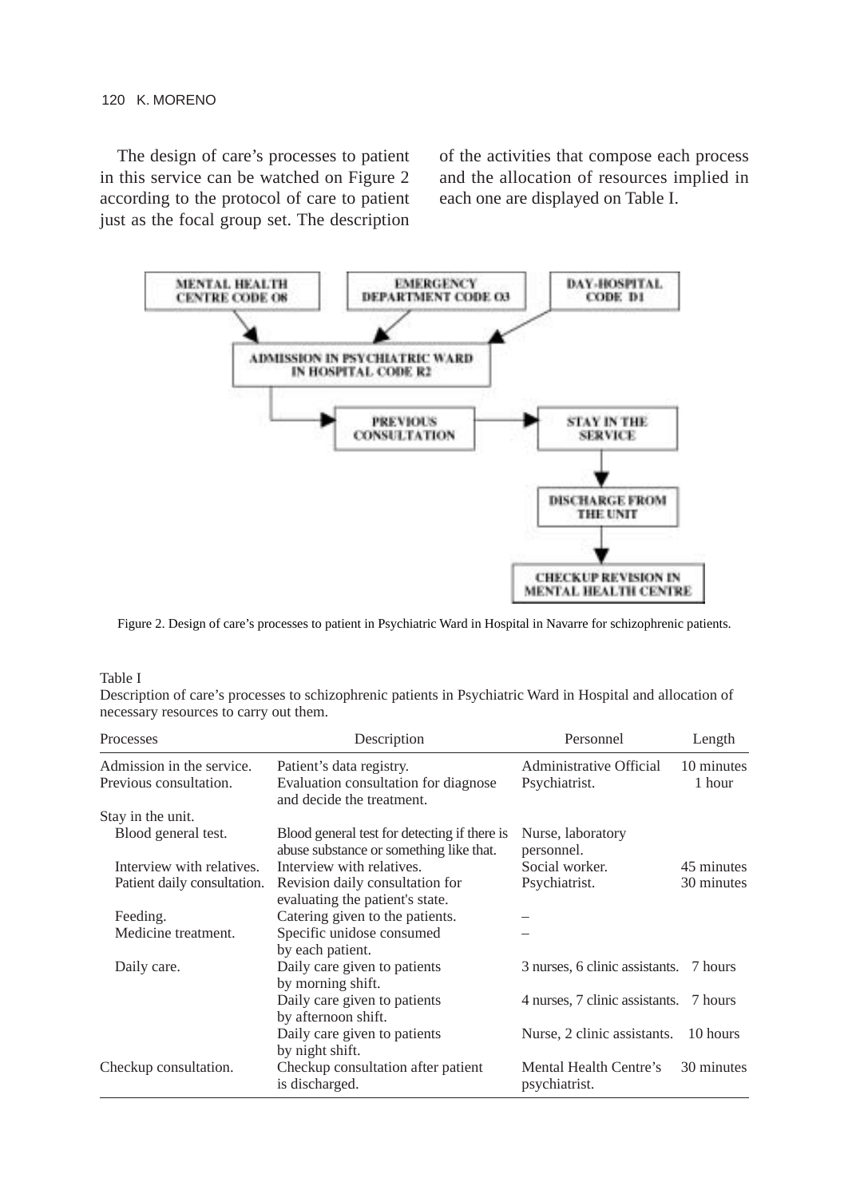The design of care's processes to patient in this service can be watched on Figure 2 according to the protocol of care to patient just as the focal group set. The description of the activities that compose each process and the allocation of resources implied in each one are displayed on Table I.

Figure 2. Design of care's processes to patient in Psychiatric Ward in Hospital in Navarre for schizophrenic patients.

Table I
Description of care's processes to schizophrenic patients in Psychiatric Ward in Hospital and allocation of necessary resources to carry out them.

| Processes | Description | Personnel | Length |
|---|---|---|---|
| Admission in the service. | Patient's data registry. | Administrative Official | 10 minutes |
| Previous consultation. | Evaluation consultation for diagnose and decide the treatment. | Psychiatrist. | 1 hour |
| Stay in the unit. | | | |
| Blood general test. | Blood general test for detecting if there is abuse substance or something like that. | Nurse, laboratory personnel. | |
| Interview with relatives. | Interview with relatives. | Social worker. | 45 minutes |
| Patient daily consultation. | Revision daily consultation for evaluating the patient's state. | Psychiatrist. | 30 minutes |
| Feeding. | Catering given to the patients. | – | |
| Medicine treatment. | Specific unidose consumed by each patient. | – | |
| Daily care. | Daily care given to patients by morning shift. | 3 nurses, 6 clinic assistants. | 7 hours |
| | Daily care given to patients by afternoon shift. | 4 nurses, 7 clinic assistants. | 7 hours |
| | Daily care given to patients by night shift. | Nurse, 2 clinic assistants. | 10 hours |
| Checkup consultation. | Checkup consultation after patient is discharged. | Mental Health Centre's psychiatrist. | 30 minutes |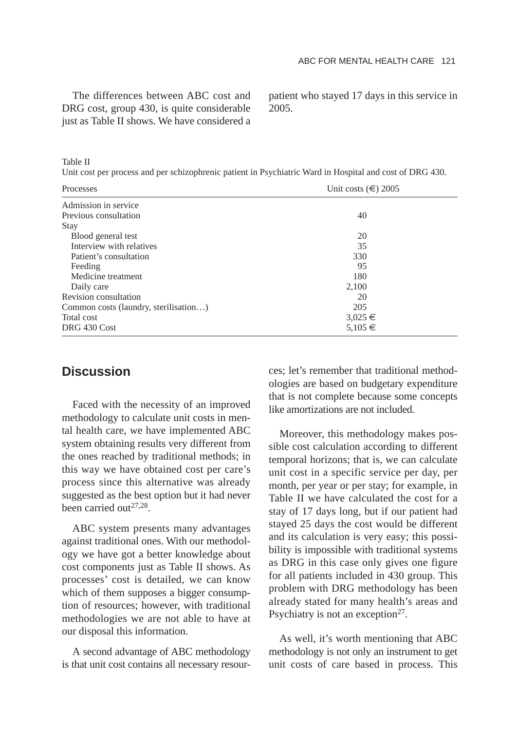The differences between ABC cost and DRG cost, group 430, is quite considerable just as Table II shows. We have considered a patient who stayed 17 days in this service in 2005.

Table II
Unit cost per process and per schizophrenic patient in Psychiatric Ward in Hospital and cost of DRG 430.

| Processes | Unit costs (€) 2005 |
|---|---|
| Admission in service | |
| Previous consultation | 40 |
| Stay | |
| Blood general test | 20 |
| Interview with relatives | 35 |
| Patient's consultation | 330 |
| Feeding | 95 |
| Medicine treatment | 180 |
| Daily care | 2,100 |
| Revision consultation | 20 |
| Common costs (laundry, sterilisation…) | 205 |
| Total cost | 3,025 € |
| DRG 430 Cost | 5,105 € |

## Discussion

Faced with the necessity of an improved methodology to calculate unit costs in mental health care, we have implemented ABC system obtaining results very different from the ones reached by traditional methods; in this way we have obtained cost per care's process since this alternative was already suggested as the best option but it had never been carried out[27,28].

ABC system presents many advantages against traditional ones. With our methodology we have got a better knowledge about cost components just as Table II shows. As processes' cost is detailed, we can know which of them supposes a bigger consumption of resources; however, with traditional methodologies we are not able to have at our disposal this information.

A second advantage of ABC methodology is that unit cost contains all necessary resources; let's remember that traditional methodologies are based on budgetary expenditure that is not complete because some concepts like amortizations are not included.

Moreover, this methodology makes possible cost calculation according to different temporal horizons; that is, we can calculate unit cost in a specific service per day, per month, per year or per stay; for example, in Table II we have calculated the cost for a stay of 17 days long, but if our patient had stayed 25 days the cost would be different and its calculation is very easy; this possibility is impossible with traditional systems as DRG in this case only gives one figure for all patients included in 430 group. This problem with DRG methodology has been already stated for many health's areas and Psychiatry is not an exception[27].

As well, it's worth mentioning that ABC methodology is not only an instrument to get unit costs of care based in process. This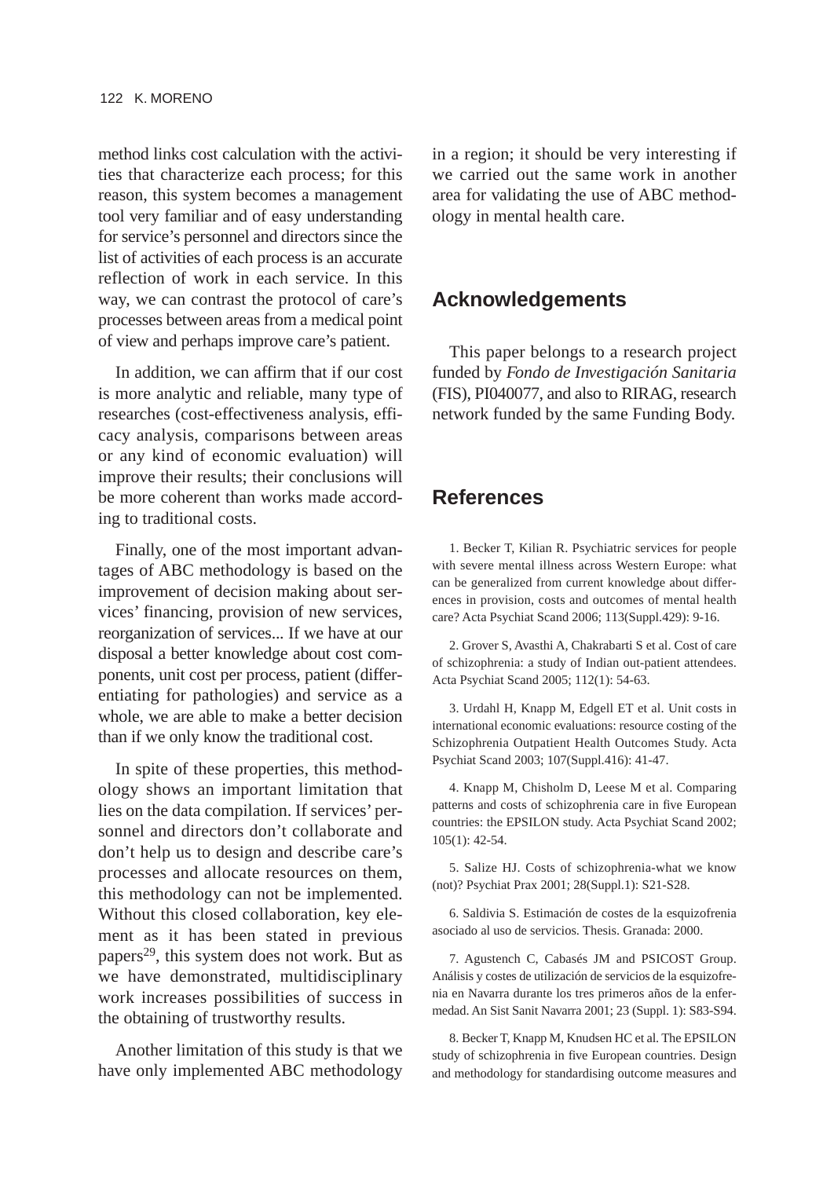method links cost calculation with the activities that characterize each process; for this reason, this system becomes a management tool very familiar and of easy understanding for service's personnel and directors since the list of activities of each process is an accurate reflection of work in each service. In this way, we can contrast the protocol of care's processes between areas from a medical point of view and perhaps improve care's patient.

In addition, we can affirm that if our cost is more analytic and reliable, many type of researches (cost-effectiveness analysis, efficacy analysis, comparisons between areas or any kind of economic evaluation) will improve their results; their conclusions will be more coherent than works made according to traditional costs.

Finally, one of the most important advantages of ABC methodology is based on the improvement of decision making about services' financing, provision of new services, reorganization of services... If we have at our disposal a better knowledge about cost components, unit cost per process, patient (differentiating for pathologies) and service as a whole, we are able to make a better decision than if we only know the traditional cost.

In spite of these properties, this methodology shows an important limitation that lies on the data compilation. If services' personnel and directors don't collaborate and don't help us to design and describe care's processes and allocate resources on them, this methodology can not be implemented. Without this closed collaboration, key element as it has been stated in previous papers[29], this system does not work. But as we have demonstrated, multidisciplinary work increases possibilities of success in the obtaining of trustworthy results.

Another limitation of this study is that we have only implemented ABC methodology in a region; it should be very interesting if we carried out the same work in another area for validating the use of ABC methodology in mental health care.

## Acknowledgements

This paper belongs to a research project funded by *Fondo de Investigación Sanitaria* (FIS), PI040077, and also to RIRAG, research network funded by the same Funding Body.

## References

1. Becker T, Kilian R. Psychiatric services for people with severe mental illness across Western Europe: what can be generalized from current knowledge about differences in provision, costs and outcomes of mental health care? Acta Psychiat Scand 2006; 113(Suppl.429): 9-16.

2. Grover S, Avasthi A, Chakrabarti S et al. Cost of care of schizophrenia: a study of Indian out-patient attendees. Acta Psychiat Scand 2005; 112(1): 54-63.

3. Urdahl H, Knapp M, Edgell ET et al. Unit costs in international economic evaluations: resource costing of the Schizophrenia Outpatient Health Outcomes Study. Acta Psychiat Scand 2003; 107(Suppl.416): 41-47.

4. Knapp M, Chisholm D, Leese M et al. Comparing patterns and costs of schizophrenia care in five European countries: the EPSILON study. Acta Psychiat Scand 2002; 105(1): 42-54.

5. Salize HJ. Costs of schizophrenia-what we know (not)? Psychiat Prax 2001; 28(Suppl.1): S21-S28.

6. Saldivia S. Estimación de costes de la esquizofrenia asociado al uso de servicios. Thesis. Granada: 2000.

7. Agustench C, Cabasés JM and PSICOST Group. Análisis y costes de utilización de servicios de la esquizofrenia en Navarra durante los tres primeros años de la enfermedad. An Sist Sanit Navarra 2001; 23 (Suppl. 1): S83-S94.

8. Becker T, Knapp M, Knudsen HC et al. The EPSILON study of schizophrenia in five European countries. Design and methodology for standardising outcome measures and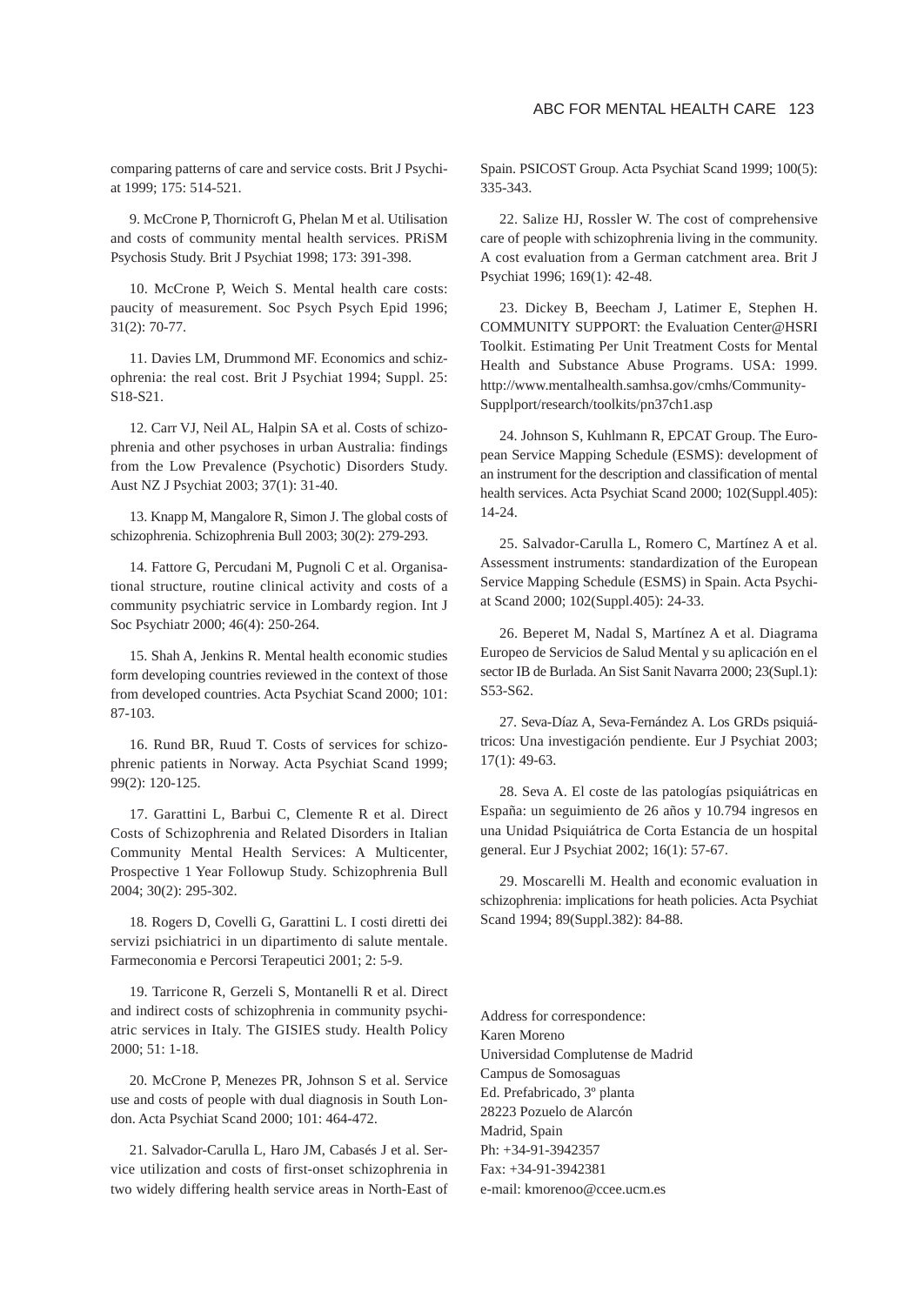comparing patterns of care and service costs. Brit J Psychiat 1999; 175: 514-521.

9. McCrone P, Thornicroft G, Phelan M et al. Utilisation and costs of community mental health services. PRiSM Psychosis Study. Brit J Psychiat 1998; 173: 391-398.

10. McCrone P, Weich S. Mental health care costs: paucity of measurement. Soc Psych Psych Epid 1996; 31(2): 70-77.

11. Davies LM, Drummond MF. Economics and schizophrenia: the real cost. Brit J Psychiat 1994; Suppl. 25: S18-S21.

12. Carr VJ, Neil AL, Halpin SA et al. Costs of schizophrenia and other psychoses in urban Australia: findings from the Low Prevalence (Psychotic) Disorders Study. Aust NZ J Psychiat 2003; 37(1): 31-40.

13. Knapp M, Mangalore R, Simon J. The global costs of schizophrenia. Schizophrenia Bull 2003; 30(2): 279-293.

14. Fattore G, Percudani M, Pugnoli C et al. Organisational structure, routine clinical activity and costs of a community psychiatric service in Lombardy region. Int J Soc Psychiatr 2000; 46(4): 250-264.

15. Shah A, Jenkins R. Mental health economic studies form developing countries reviewed in the context of those from developed countries. Acta Psychiat Scand 2000; 101: 87-103.

16. Rund BR, Ruud T. Costs of services for schizophrenic patients in Norway. Acta Psychiat Scand 1999; 99(2): 120-125.

17. Garattini L, Barbui C, Clemente R et al. Direct Costs of Schizophrenia and Related Disorders in Italian Community Mental Health Services: A Multicenter, Prospective 1 Year Followup Study. Schizophrenia Bull 2004; 30(2): 295-302.

18. Rogers D, Covelli G, Garattini L. I costi diretti dei servizi psichiatrici in un dipartimento di salute mentale. Farmeconomia e Percorsi Terapeutici 2001; 2: 5-9.

19. Tarricone R, Gerzeli S, Montanelli R et al. Direct and indirect costs of schizophrenia in community psychiatric services in Italy. The GISIES study. Health Policy 2000; 51: 1-18.

20. McCrone P, Menezes PR, Johnson S et al. Service use and costs of people with dual diagnosis in South London. Acta Psychiat Scand 2000; 101: 464-472.

21. Salvador-Carulla L, Haro JM, Cabasés J et al. Service utilization and costs of first-onset schizophrenia in two widely differing health service areas in North-East of Spain. PSICOST Group. Acta Psychiat Scand 1999; 100(5): 335-343.

22. Salize HJ, Rossler W. The cost of comprehensive care of people with schizophrenia living in the community. A cost evaluation from a German catchment area. Brit J Psychiat 1996; 169(1): 42-48.

23. Dickey B, Beecham J, Latimer E, Stephen H. COMMUNITY SUPPORT: the Evaluation Center@HSRI Toolkit. Estimating Per Unit Treatment Costs for Mental Health and Substance Abuse Programs. USA: 1999. http://www.mentalhealth.samhsa.gov/cmhs/Community-Supplport/research/toolkits/pn37ch1.asp

24. Johnson S, Kuhlmann R, EPCAT Group. The European Service Mapping Schedule (ESMS): development of an instrument for the description and classification of mental health services. Acta Psychiat Scand 2000; 102(Suppl.405): 14-24.

25. Salvador-Carulla L, Romero C, Martínez A et al. Assessment instruments: standardization of the European Service Mapping Schedule (ESMS) in Spain. Acta Psychiat Scand 2000; 102(Suppl.405): 24-33.

26. Beperet M, Nadal S, Martínez A et al. Diagrama Europeo de Servicios de Salud Mental y su aplicación en el sector IB de Burlada. An Sist Sanit Navarra 2000; 23(Supl.1): S53-S62.

27. Seva-Díaz A, Seva-Fernández A. Los GRDs psiquiátricos: Una investigación pendiente. Eur J Psychiat 2003; 17(1): 49-63.

28. Seva A. El coste de las patologías psiquiátricas en España: un seguimiento de 26 años y 10.794 ingresos en una Unidad Psiquiátrica de Corta Estancia de un hospital general. Eur J Psychiat 2002; 16(1): 57-67.

29. Moscarelli M. Health and economic evaluation in schizophrenia: implications for heath policies. Acta Psychiat Scand 1994; 89(Suppl.382): 84-88.

Address for correspondence:
Karen Moreno
Universidad Complutense de Madrid
Campus de Somosaguas
Ed. Prefabricado, 3º planta
28223 Pozuelo de Alarcón
Madrid, Spain
Ph: +34-91-3942357
Fax: +34-91-3942381
e-mail: kmorenoo@ccee.ucm.es